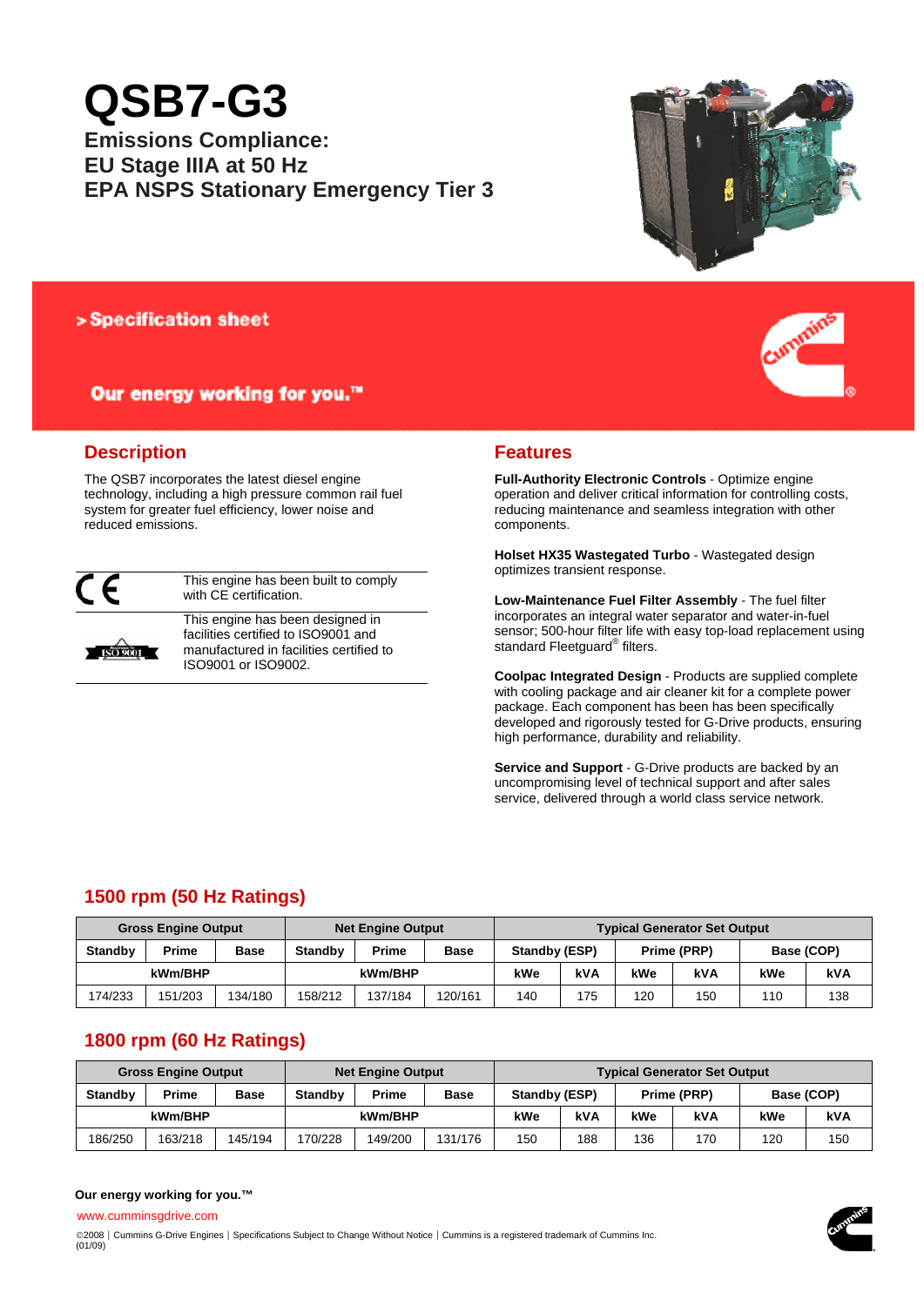# QSB7-G3

## Emissions Compliance:
## EU Stage IIIA at 50 Hz
## EPA NSPS Stationary Emergency Tier 3

> Specification sheet

**Our energy working for you.™**

## Description

The QSB7 incorporates the latest diesel engine technology, including a high pressure common rail fuel system for greater fuel efficiency, lower noise and reduced emissions.

| | |
|---|---|
| CE | This engine has been built to comply with CE certification. |
| ISO 9001 | This engine has been designed in facilities certified to ISO9001 and manufactured in facilities certified to ISO9001 or ISO9002. |

## Features

**Full-Authority Electronic Controls** - Optimize engine operation and deliver critical information for controlling costs, reducing maintenance and seamless integration with other components.

**Holset HX35 Wastegated Turbo** - Wastegated design optimizes transient response.

**Low-Maintenance Fuel Filter Assembly** - The fuel filter incorporates an integral water separator and water-in-fuel sensor; 500-hour filter life with easy top-load replacement using standard Fleetguard® filters.

**Coolpac Integrated Design** - Products are supplied complete with cooling package and air cleaner kit for a complete power package. Each component has been has been specifically developed and rigorously tested for G-Drive products, ensuring high performance, durability and reliability.

**Service and Support** - G-Drive products are backed by an uncompromising level of technical support and after sales service, delivered through a world class service network.

## 1500 rpm (50 Hz Ratings)

| Gross Engine Output | | | Net Engine Output | | | Typical Generator Set Output | | | | | |
|---|---|---|---|---|---|---|---|---|---|---|---|
| Standby | Prime | Base | Standby | Prime | Base | Standby (ESP) | | Prime (PRP) | | Base (COP) | |
| kWm/BHP | | | kWm/BHP | | | kWe | kVA | kWe | kVA | kWe | kVA |
| 174/233 | 151/203 | 134/180 | 158/212 | 137/184 | 120/161 | 140 | 175 | 120 | 150 | 110 | 138 |

## 1800 rpm (60 Hz Ratings)

| Gross Engine Output | | | Net Engine Output | | | Typical Generator Set Output | | | | | |
|---|---|---|---|---|---|---|---|---|---|---|---|
| Standby | Prime | Base | Standby | Prime | Base | Standby (ESP) | | Prime (PRP) | | Base (COP) | |
| kWm/BHP | | | kWm/BHP | | | kWe | kVA | kWe | kVA | kWe | kVA |
| 186/250 | 163/218 | 145/194 | 170/228 | 149/200 | 131/176 | 150 | 188 | 136 | 170 | 120 | 150 |

**Our energy working for you.™**

www.cumminsgdrive.com

©2008 | Cummins G-Drive Engines | Specifications Subject to Change Without Notice | Cummins is a registered trademark of Cummins Inc.
(01/09)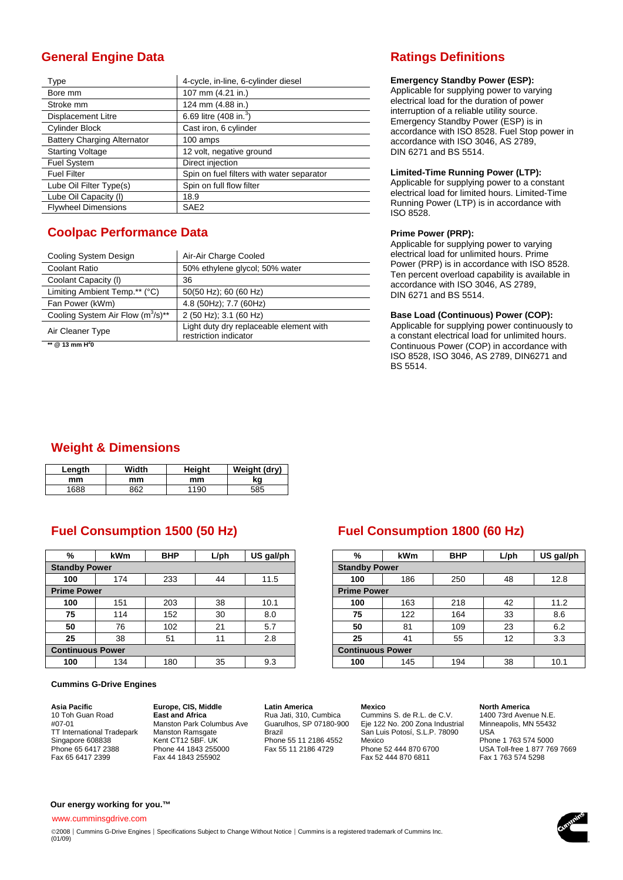## General Engine Data

| | |
|---|---|
| Type | 4-cycle, in-line, 6-cylinder diesel |
| Bore mm | 107 mm (4.21 in.) |
| Stroke mm | 124 mm (4.88 in.) |
| Displacement Litre | 6.69 litre (408 $in.^3$) |
| Cylinder Block | Cast iron, 6 cylinder |
| Battery Charging Alternator | 100 amps |
| Starting Voltage | 12 volt, negative ground |
| Fuel System | Direct injection |
| Fuel Filter | Spin on fuel filters with water separator |
| Lube Oil Filter Type(s) | Spin on full flow filter |
| Lube Oil Capacity (l) | 18.9 |
| Flywheel Dimensions | SAE2 |

## Coolpac Performance Data

| | |
|---|---|
| Cooling System Design | Air-Air Charge Cooled |
| Coolant Ratio | 50% ethylene glycol; 50% water |
| Coolant Capacity (l) | 36 |
| Limiting Ambient Temp.** (°C) | 50(50 Hz); 60 (60 Hz) |
| Fan Power (kWm) | 4.8 (50Hz); 7.7 (60Hz) |
| Cooling System Air Flow ($m^3$/s)** | 2 (50 Hz); 3.1 (60 Hz) |
| Air Cleaner Type | Light duty dry replaceable element with restriction indicator |

** @ 13 mm $H^20$

## Ratings Definitions

**Emergency Standby Power (ESP):**
Applicable for supplying power to varying electrical load for the duration of power interruption of a reliable utility source. Emergency Standby Power (ESP) is in accordance with ISO 8528. Fuel Stop power in accordance with ISO 3046, AS 2789, DIN 6271 and BS 5514.

**Limited-Time Running Power (LTP):**
Applicable for supplying power to a constant electrical load for limited hours. Limited-Time Running Power (LTP) is in accordance with ISO 8528.

**Prime Power (PRP):**
Applicable for supplying power to varying electrical load for unlimited hours. Prime Power (PRP) is in accordance with ISO 8528. Ten percent overload capability is available in accordance with ISO 3046, AS 2789, DIN 6271 and BS 5514.

**Base Load (Continuous) Power (COP):**
Applicable for supplying power continuously to a constant electrical load for unlimited hours. Continuous Power (COP) in accordance with ISO 8528, ISO 3046, AS 2789, DIN6271 and BS 5514.

## Weight & Dimensions

| Length | Width | Height | Weight (dry) |
|---|---|---|---|
| mm | mm | mm | kg |
| 1688 | 862 | 1190 | 585 |

## Fuel Consumption 1500 (50 Hz)

| % | kWm | BHP | L/ph | US gal/ph |
|---|---|---|---|---|
| **Standby Power** | | | | |
| **100** | 174 | 233 | 44 | 11.5 |
| **Prime Power** | | | | |
| **100** | 151 | 203 | 38 | 10.1 |
| **75** | 114 | 152 | 30 | 8.0 |
| **50** | 76 | 102 | 21 | 5.7 |
| **25** | 38 | 51 | 11 | 2.8 |
| **Continuous Power** | | | | |
| **100** | 134 | 180 | 35 | 9.3 |

## Fuel Consumption 1800 (60 Hz)

| % | kWm | BHP | L/ph | US gal/ph |
|---|---|---|---|---|
| **Standby Power** | | | | |
| **100** | 186 | 250 | 48 | 12.8 |
| **Prime Power** | | | | |
| **100** | 163 | 218 | 42 | 11.2 |
| **75** | 122 | 164 | 33 | 8.6 |
| **50** | 81 | 109 | 23 | 6.2 |
| **25** | 41 | 55 | 12 | 3.3 |
| **Continuous Power** | | | | |
| **100** | 145 | 194 | 38 | 10.1 |

**Cummins G-Drive Engines**

**Asia Pacific**
10 Toh Guan Road
#07-01
TT International Tradepark
Singapore 608838
Phone 65 6417 2388
Fax 65 6417 2399

**Europe, CIS, Middle East and Africa**
Manston Park Columbus Ave
Manston Ramsgate
Kent CT12 5BF. UK
Phone 44 1843 255000
Fax 44 1843 255902

**Latin America**
Rua Jati, 310, Cumbica
Guarulhos, SP 07180-900
Brazil
Phone 55 11 2186 4552
Fax 55 11 2186 4729

**Mexico**
Cummins S. de R.L. de C.V.
Eje 122 No. 200 Zona Industrial
San Luis Potosí, S.L.P. 78090
Mexico
Phone 52 444 870 6700
Fax 52 444 870 6811

**North America**
1400 73rd Avenue N.E.
Minneapolis, MN 55432
USA
Phone 1 763 574 5000
USA Toll-free 1 877 769 7669
Fax 1 763 574 5298

**Our energy working for you.™**

www.cumminsgdrive.com

©2008 | Cummins G-Drive Engines | Specifications Subject to Change Without Notice | Cummins is a registered trademark of Cummins Inc.
(01/09)